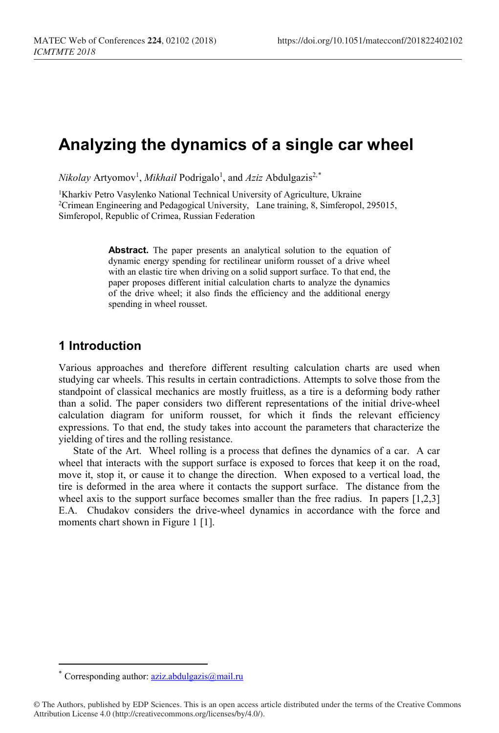# Analyzing the dynamics of a single car wheel

*Nikolay* Artyomov[1], *Mikhail* Podrigalo[1], and *Aziz* Abdulgazis[2,*]

[1]Kharkiv Petro Vasylenko National Technical University of Agriculture, Ukraine
[2]Crimean Engineering and Pedagogical University, Lane training, 8, Simferopol, 295015, Simferopol, Republic of Crimea, Russian Federation

**Abstract.** The paper presents an analytical solution to the equation of dynamic energy spending for rectilinear uniform rousset of a drive wheel with an elastic tire when driving on a solid support surface. To that end, the paper proposes different initial calculation charts to analyze the dynamics of the drive wheel; it also finds the efficiency and the additional energy spending in wheel rousset.

## 1 Introduction

Various approaches and therefore different resulting calculation charts are used when studying car wheels. This results in certain contradictions. Attempts to solve those from the standpoint of classical mechanics are mostly fruitless, as a tire is a deforming body rather than a solid. The paper considers two different representations of the initial drive-wheel calculation diagram for uniform rousset, for which it finds the relevant efficiency expressions. To that end, the study takes into account the parameters that characterize the yielding of tires and the rolling resistance.

State of the Art. Wheel rolling is a process that defines the dynamics of a car. A car wheel that interacts with the support surface is exposed to forces that keep it on the road, move it, stop it, or cause it to change the direction. When exposed to a vertical load, the tire is deformed in the area where it contacts the support surface. The distance from the wheel axis to the support surface becomes smaller than the free radius. In papers [1,2,3] E.A. Chudakov considers the drive-wheel dynamics in accordance with the force and moments chart shown in Figure 1 [1].

---

[*] Corresponding author: aziz.abdulgazis@mail.ru

© The Authors, published by EDP Sciences. This is an open access article distributed under the terms of the Creative Commons Attribution License 4.0 (http://creativecommons.org/licenses/by/4.0/).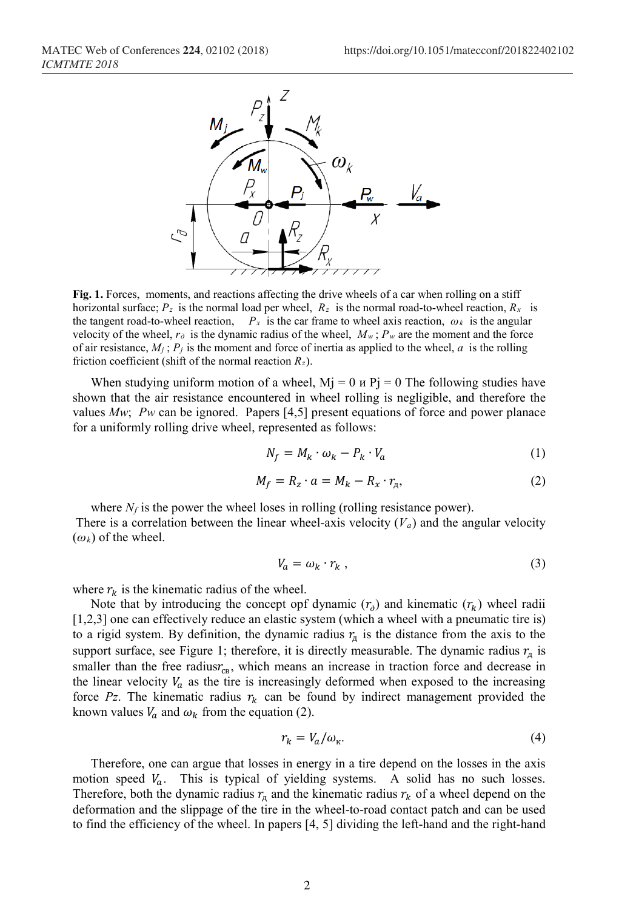**Fig. 1.** Forces, moments, and reactions affecting the drive wheels of a car when rolling on a stiff horizontal surface; $P_z$ is the normal load per wheel, $R_z$ is the normal road-to-wheel reaction, $R_x$ is the tangent road-to-wheel reaction, $P_x$ is the car frame to wheel axis reaction, $\omega_k$ is the angular velocity of the wheel, $r_д$ is the dynamic radius of the wheel, $M_w$ ; $P_w$ are the moment and the force of air resistance, $M_j$ ; $P_j$ is the moment and force of inertia as applied to the wheel, $a$ is the rolling friction coefficient (shift of the normal reaction $R_z$).

When studying uniform motion of a wheel, Mj = 0 и Pj = 0 The following studies have shown that the air resistance encountered in wheel rolling is negligible, and therefore the values *Mw*; *Pw* can be ignored. Papers [4,5] present equations of force and power planace for a uniformly rolling drive wheel, represented as follows:

$$N_f = M_k \cdot \omega_k - P_k \cdot V_a \tag{1}$$

$$M_f = R_z \cdot a = M_k - R_x \cdot r_д, \tag{2}$$

where $N_f$ is the power the wheel loses in rolling (rolling resistance power).

There is a correlation between the linear wheel-axis velocity ($V_a$) and the angular velocity ($\omega_k$) of the wheel.

$$V_a = \omega_k \cdot r_k \ , \tag{3}$$

where $r_k$ is the kinematic radius of the wheel.

Note that by introducing the concept opf dynamic ($r_д$) and kinematic ($r_k$) wheel radii [1,2,3] one can effectively reduce an elastic system (which a wheel with a pneumatic tire is) to a rigid system. By definition, the dynamic radius $r_д$ is the distance from the axis to the support surface, see Figure 1; therefore, it is directly measurable. The dynamic radius $r_д$ is smaller than the free radius$r_{св}$, which means an increase in traction force and decrease in the linear velocity $V_a$ as the tire is increasingly deformed when exposed to the increasing force *Pz*. The kinematic radius $r_k$ can be found by indirect management provided the known values $V_a$ and $\omega_k$ from the equation (2).

$$r_k = V_a / \omega_к. \tag{4}$$

Therefore, one can argue that losses in energy in a tire depend on the losses in the axis motion speed $V_a$. This is typical of yielding systems. A solid has no such losses. Therefore, both the dynamic radius $r_д$ and the kinematic radius $r_k$ of a wheel depend on the deformation and the slippage of the tire in the wheel-to-road contact patch and can be used to find the efficiency of the wheel. In papers [4, 5] dividing the left-hand and the right-hand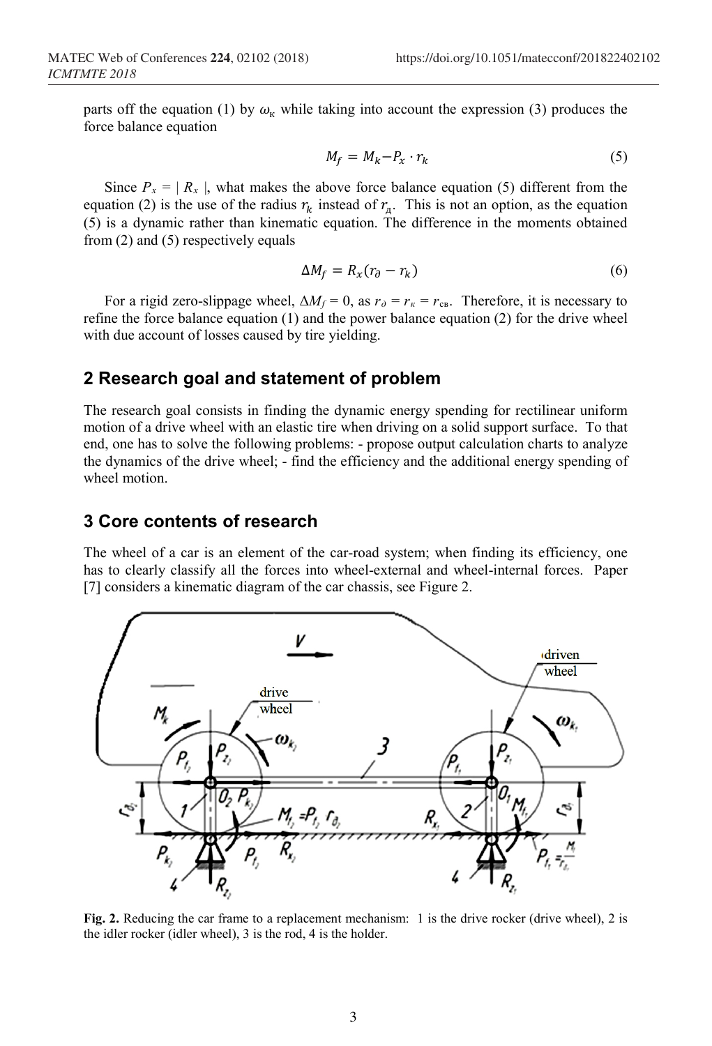parts off the equation (1) by $\omega_к$ while taking into account the expression (3) produces the force balance equation

$$M_f = M_k - P_x \cdot r_k \tag{5}$$

Since $P_x = | R_x |$, what makes the above force balance equation (5) different from the equation (2) is the use of the radius $r_k$ instead of $r_д$. This is not an option, as the equation (5) is a dynamic rather than kinematic equation. The difference in the moments obtained from (2) and (5) respectively equals

$$\Delta M_f = R_x (r_\partial - r_k) \tag{6}$$

For a rigid zero-slippage wheel, $\Delta M_f = 0$, as $r_\partial = r_к = r_{св}$. Therefore, it is necessary to refine the force balance equation (1) and the power balance equation (2) for the drive wheel with due account of losses caused by tire yielding.

## 2 Research goal and statement of problem

The research goal consists in finding the dynamic energy spending for rectilinear uniform motion of a drive wheel with an elastic tire when driving on a solid support surface. To that end, one has to solve the following problems: - propose output calculation charts to analyze the dynamics of the drive wheel; - find the efficiency and the additional energy spending of wheel motion.

## 3 Core contents of research

The wheel of a car is an element of the car-road system; when finding its efficiency, one has to clearly classify all the forces into wheel-external and wheel-internal forces. Paper [7] considers a kinematic diagram of the car chassis, see Figure 2.

**Fig. 2.** Reducing the car frame to a replacement mechanism: 1 is the drive rocker (drive wheel), 2 is the idler rocker (idler wheel), 3 is the rod, 4 is the holder.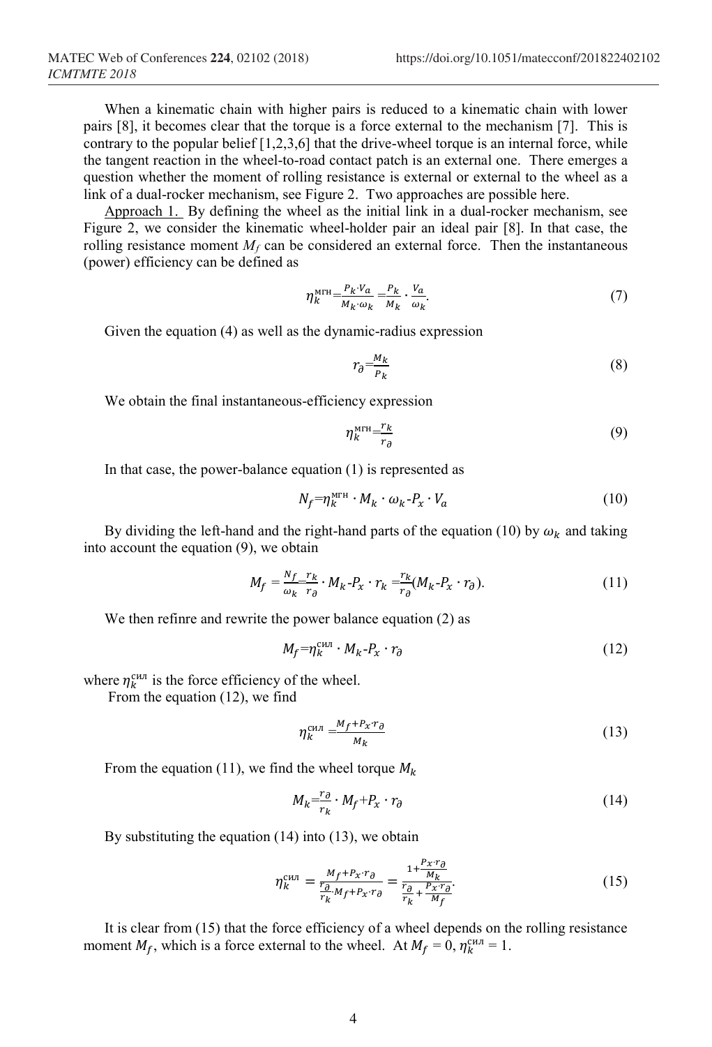When a kinematic chain with higher pairs is reduced to a kinematic chain with lower pairs [8], it becomes clear that the torque is a force external to the mechanism [7]. This is contrary to the popular belief [1,2,3,6] that the drive-wheel torque is an internal force, while the tangent reaction in the wheel-to-road contact patch is an external one. There emerges a question whether the moment of rolling resistance is external or external to the wheel as a link of a dual-rocker mechanism, see Figure 2. Two approaches are possible here.

Approach 1. By defining the wheel as the initial link in a dual-rocker mechanism, see Figure 2, we consider the kinematic wheel-holder pair an ideal pair [8]. In that case, the rolling resistance moment $M_f$ can be considered an external force. Then the instantaneous (power) efficiency can be defined as

$$\eta_k^{\text{мгн}} = \frac{P_k \cdot V_a}{M_k \cdot \omega_k} = \frac{P_k}{M_k} \cdot \frac{V_a}{\omega_k}. \tag{7}$$

Given the equation (4) as well as the dynamic-radius expression

$$r_\partial = \frac{M_k}{P_k} \tag{8}$$

We obtain the final instantaneous-efficiency expression

$$\eta_k^{\text{мгн}} = \frac{r_k}{r_\partial} \tag{9}$$

In that case, the power-balance equation (1) is represented as

$$N_f = \eta_k^{\text{мгн}} \cdot M_k \cdot \omega_k - P_x \cdot V_a \tag{10}$$

By dividing the left-hand and the right-hand parts of the equation (10) by $\omega_k$ and taking into account the equation (9), we obtain

$$M_f = \frac{N_f}{\omega_k} = \frac{r_k}{r_\partial} \cdot M_k - P_x \cdot r_k = \frac{r_k}{r_\partial}(M_k - P_x \cdot r_\partial). \tag{11}$$

We then refinre and rewrite the power balance equation (2) as

$$M_f = \eta_k^{\text{сил}} \cdot M_k - P_x \cdot r_\partial \tag{12}$$

where $\eta_k^{\text{сил}}$ is the force efficiency of the wheel.

From the equation (12), we find

$$\eta_k^{\text{сил}} = \frac{M_f + P_x \cdot r_\partial}{M_k} \tag{13}$$

From the equation (11), we find the wheel torque $M_k$

$$M_k = \frac{r_\partial}{r_k} \cdot M_f + P_x \cdot r_\partial \tag{14}$$

By substituting the equation (14) into (13), we obtain

$$\eta_k^{\text{сил}} = \frac{M_f + P_x \cdot r_\partial}{\frac{r_\partial}{r_k} \cdot M_f + P_x \cdot r_\partial} = \frac{1 + \frac{P_x \cdot r_\partial}{M_k}}{\frac{r_\partial}{r_k} + \frac{P_x \cdot r_\partial}{M_f}}. \tag{15}$$

It is clear from (15) that the force efficiency of a wheel depends on the rolling resistance moment $M_f$, which is a force external to the wheel. At $M_f = 0$, $\eta_k^{\text{сил}} = 1$.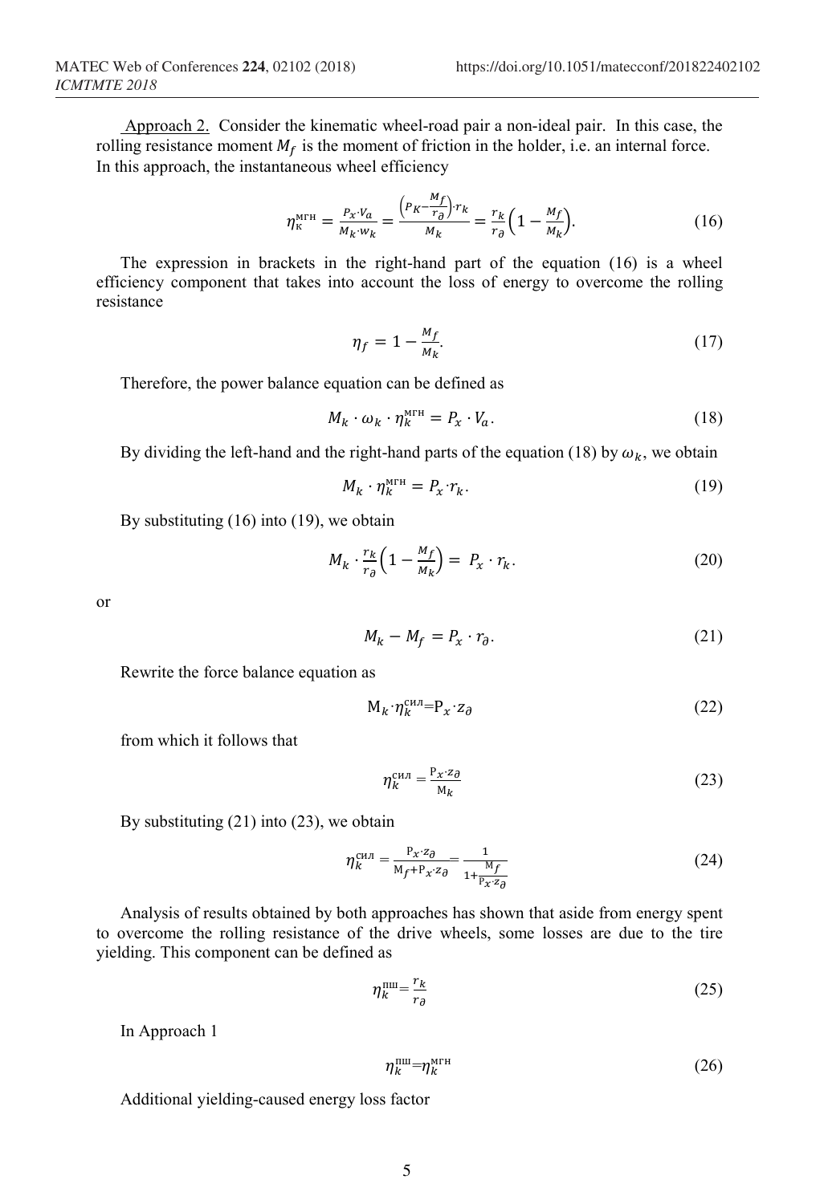Approach 2. Consider the kinematic wheel-road pair a non-ideal pair. In this case, the rolling resistance moment $M_f$ is the moment of friction in the holder, i.e. an internal force. In this approach, the instantaneous wheel efficiency

$$\eta_{к}^{мгн} = \frac{P_x \cdot V_a}{M_k \cdot w_k} = \frac{\left(P_K - \frac{M_f}{r_\partial}\right) \cdot r_k}{M_k} = \frac{r_k}{r_\partial}\left(1 - \frac{M_f}{M_k}\right). \tag{16}$$

The expression in brackets in the right-hand part of the equation (16) is a wheel efficiency component that takes into account the loss of energy to overcome the rolling resistance

$$\eta_f = 1 - \frac{M_f}{M_k}. \tag{17}$$

Therefore, the power balance equation can be defined as

$$M_k \cdot \omega_k \cdot \eta_k^{мгн} = P_x \cdot V_a. \tag{18}$$

By dividing the left-hand and the right-hand parts of the equation (18) by $\omega_k$, we obtain

$$M_k \cdot \eta_k^{мгн} = P_x \cdot r_k. \tag{19}$$

By substituting (16) into (19), we obtain

$$M_k \cdot \frac{r_k}{r_\partial}\left(1 - \frac{M_f}{M_k}\right) = P_x \cdot r_k. \tag{20}$$

or

$$M_k - M_f = P_x \cdot r_\partial. \tag{21}$$

Rewrite the force balance equation as

$$M_k \cdot \eta_k^{сил} = P_x \cdot z_\partial \tag{22}$$

from which it follows that

$$\eta_k^{сил} = \frac{P_x \cdot z_\partial}{M_k} \tag{23}$$

By substituting (21) into (23), we obtain

$$\eta_k^{сил} = \frac{P_x \cdot z_\partial}{M_f + P_x \cdot z_\partial} = \frac{1}{1 + \frac{M_f}{P_x \cdot z_\partial}} \tag{24}$$

Analysis of results obtained by both approaches has shown that aside from energy spent to overcome the rolling resistance of the drive wheels, some losses are due to the tire yielding. This component can be defined as

$$\eta_k^{пш} = \frac{r_k}{r_\partial} \tag{25}$$

In Approach 1

$$\eta_k^{пш} = \eta_k^{мгн} \tag{26}$$

Additional yielding-caused energy loss factor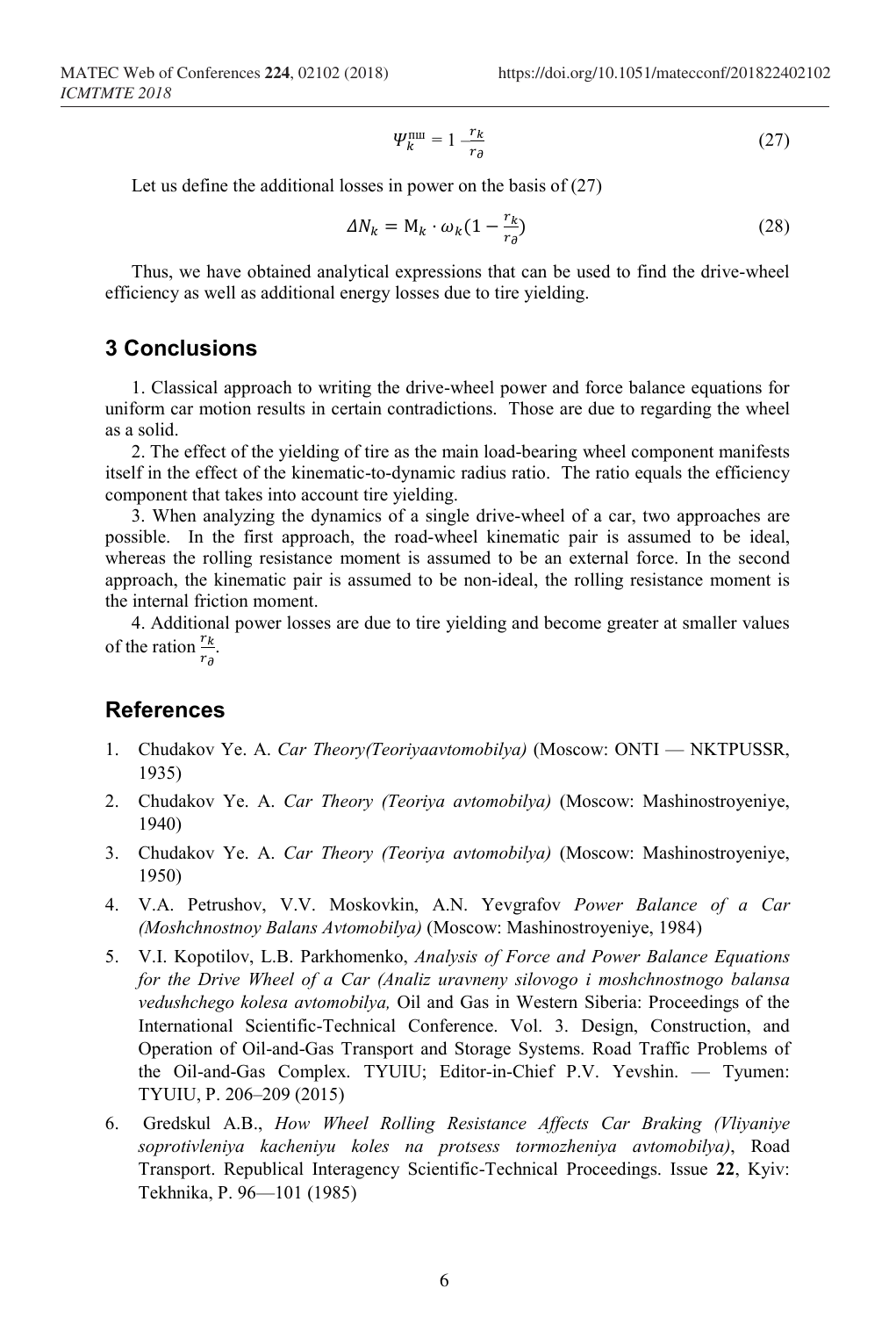$$\Psi_k^{\text{пш}} = 1 - \frac{r_k}{r_\partial} \tag{27}$$

Let us define the additional losses in power on the basis of (27)

$$\Delta N_k = \mathrm{M}_k \cdot \omega_k \left(1 - \frac{r_k}{r_\partial}\right) \tag{28}$$

Thus, we have obtained analytical expressions that can be used to find the drive-wheel efficiency as well as additional energy losses due to tire yielding.

## 3 Conclusions

1. Classical approach to writing the drive-wheel power and force balance equations for uniform car motion results in certain contradictions. Those are due to regarding the wheel as a solid.

2. The effect of the yielding of tire as the main load-bearing wheel component manifests itself in the effect of the kinematic-to-dynamic radius ratio. The ratio equals the efficiency component that takes into account tire yielding.

3. When analyzing the dynamics of a single drive-wheel of a car, two approaches are possible. In the first approach, the road-wheel kinematic pair is assumed to be ideal, whereas the rolling resistance moment is assumed to be an external force. In the second approach, the kinematic pair is assumed to be non-ideal, the rolling resistance moment is the internal friction moment.

4. Additional power losses are due to tire yielding and become greater at smaller values of the ration $\frac{r_k}{r_\partial}$.

## References

1. Chudakov Ye. A. *Car Theory(Teoriyaavtomobilya)* (Moscow: ONTI — NKTPUSSR, 1935)
2. Chudakov Ye. A. *Car Theory (Teoriya avtomobilya)* (Moscow: Mashinostroyeniye, 1940)
3. Chudakov Ye. A. *Car Theory (Teoriya avtomobilya)* (Moscow: Mashinostroyeniye, 1950)
4. V.A. Petrushov, V.V. Moskovkin, A.N. Yevgrafov *Power Balance of a Car (Moshchnostnoy Balans Avtomobilya)* (Moscow: Mashinostroyeniye, 1984)
5. V.I. Kopotilov, L.B. Parkhomenko, *Analysis of Force and Power Balance Equations for the Drive Wheel of a Car (Analiz uravneny silovogo i moshchnostnogo balansa vedushchego kolesa avtomobilya,* Oil and Gas in Western Siberia: Proceedings of the International Scientific-Technical Conference. Vol. 3. Design, Construction, and Operation of Oil-and-Gas Transport and Storage Systems. Road Traffic Problems of the Oil-and-Gas Complex. TYUIU; Editor-in-Chief P.V. Yevshin. — Tyumen: TYUIU, P. 206–209 (2015)
6. Gredskul A.B., *How Wheel Rolling Resistance Affects Car Braking (Vliyaniye soprotivleniya kacheniyu koles na protsess tormozheniya avtomobilya)*, Road Transport. Republical Interagency Scientific-Technical Proceedings. Issue **22**, Kyiv: Tekhnika, P. 96—101 (1985)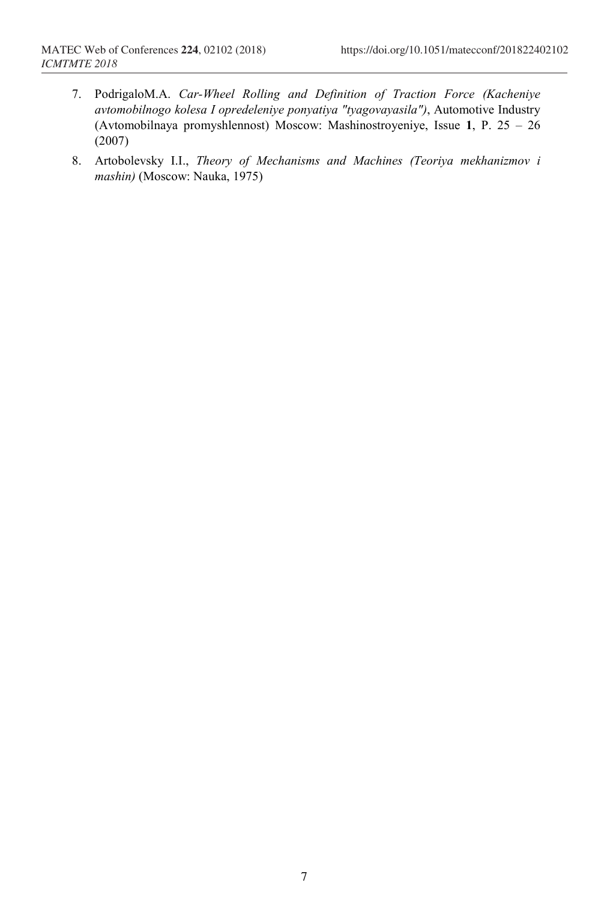7. PodrigaloM.A. *Car-Wheel Rolling and Definition of Traction Force (Kacheniye avtomobilnogo kolesa I opredeleniye ponyatiya "tyagovayasila")*, Automotive Industry (Avtomobilnaya promyshlennost) Moscow: Mashinostroyeniye, Issue **1**, P. 25 – 26 (2007)
8. Artobolevsky I.I., *Theory of Mechanisms and Machines (Teoriya mekhanizmov i mashin)* (Moscow: Nauka, 1975)